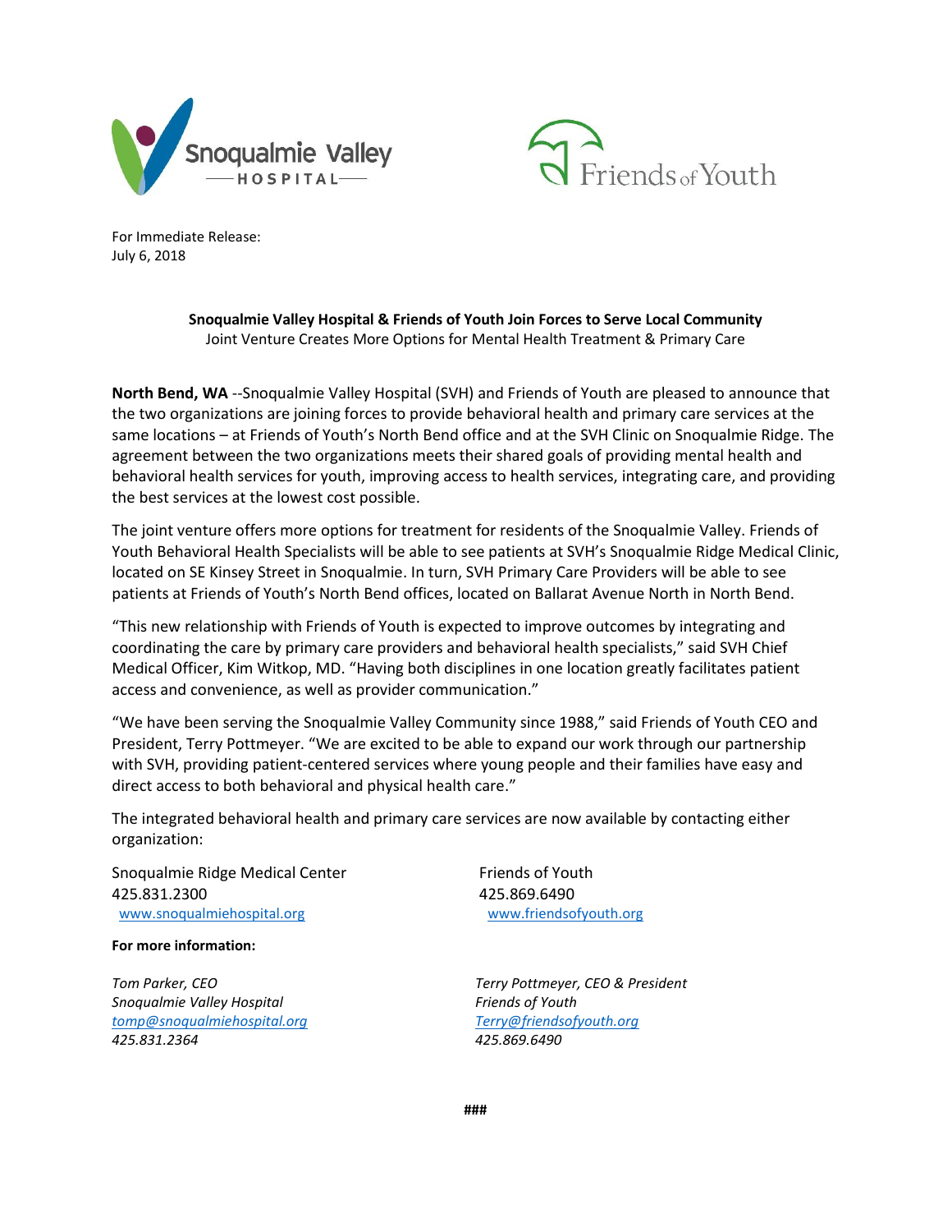Snoqualmie Valley HOSPITAL

Friends of Youth

For Immediate Release:
July 6, 2018

**Snoqualmie Valley Hospital & Friends of Youth Join Forces to Serve Local Community**
Joint Venture Creates More Options for Mental Health Treatment & Primary Care

**North Bend, WA** --Snoqualmie Valley Hospital (SVH) and Friends of Youth are pleased to announce that the two organizations are joining forces to provide behavioral health and primary care services at the same locations – at Friends of Youth's North Bend office and at the SVH Clinic on Snoqualmie Ridge. The agreement between the two organizations meets their shared goals of providing mental health and behavioral health services for youth, improving access to health services, integrating care, and providing the best services at the lowest cost possible.

The joint venture offers more options for treatment for residents of the Snoqualmie Valley. Friends of Youth Behavioral Health Specialists will be able to see patients at SVH's Snoqualmie Ridge Medical Clinic, located on SE Kinsey Street in Snoqualmie. In turn, SVH Primary Care Providers will be able to see patients at Friends of Youth's North Bend offices, located on Ballarat Avenue North in North Bend.

"This new relationship with Friends of Youth is expected to improve outcomes by integrating and coordinating the care by primary care providers and behavioral health specialists," said SVH Chief Medical Officer, Kim Witkop, MD. "Having both disciplines in one location greatly facilitates patient access and convenience, as well as provider communication."

"We have been serving the Snoqualmie Valley Community since 1988," said Friends of Youth CEO and President, Terry Pottmeyer. "We are excited to be able to expand our work through our partnership with SVH, providing patient-centered services where young people and their families have easy and direct access to both behavioral and physical health care."

The integrated behavioral health and primary care services are now available by contacting either organization:

Snoqualmie Ridge Medical Center
425.831.2300
www.snoqualmiehospital.org

Friends of Youth
425.869.6490
www.friendsofyouth.org

**For more information:**

*Tom Parker, CEO*
*Snoqualmie Valley Hospital*
*tomp@snoqualmiehospital.org*
*425.831.2364*

*Terry Pottmeyer, CEO & President*
*Friends of Youth*
*Terry@friendsofyouth.org*
*425.869.6490*

###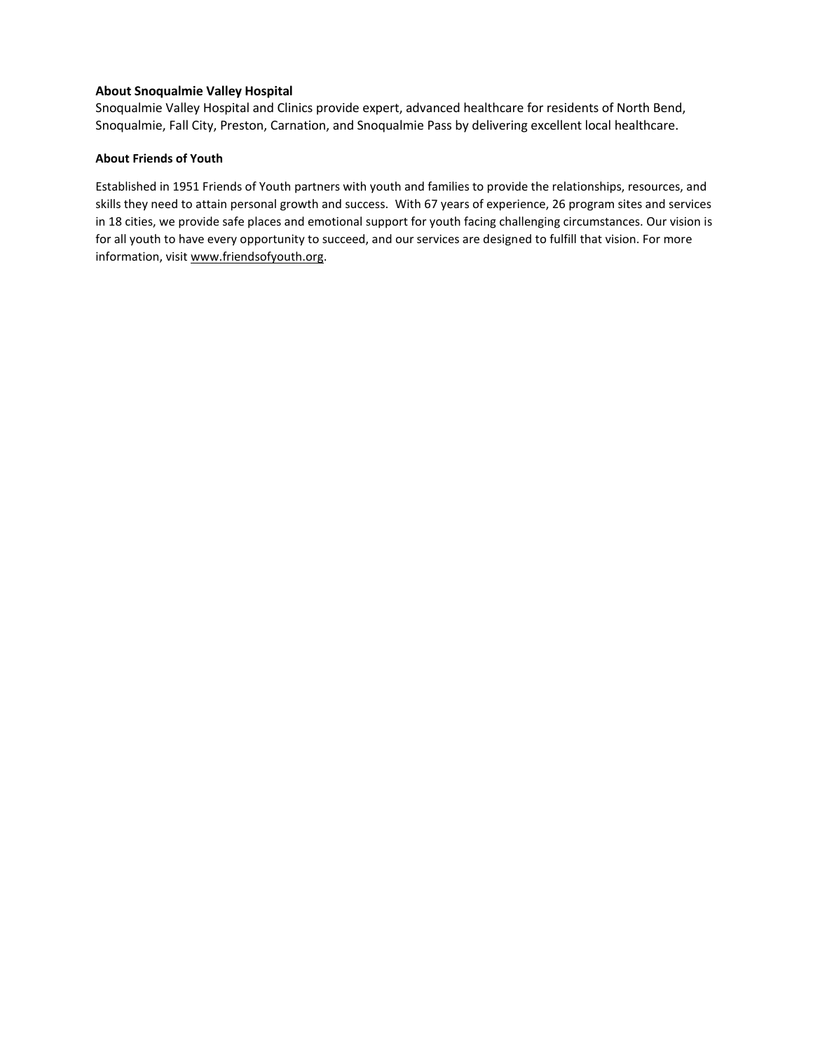**About Snoqualmie Valley Hospital**

Snoqualmie Valley Hospital and Clinics provide expert, advanced healthcare for residents of North Bend, Snoqualmie, Fall City, Preston, Carnation, and Snoqualmie Pass by delivering excellent local healthcare.

**About Friends of Youth**

Established in 1951 Friends of Youth partners with youth and families to provide the relationships, resources, and skills they need to attain personal growth and success. With 67 years of experience, 26 program sites and services in 18 cities, we provide safe places and emotional support for youth facing challenging circumstances. Our vision is for all youth to have every opportunity to succeed, and our services are designed to fulfill that vision. For more information, visit www.friendsofyouth.org.